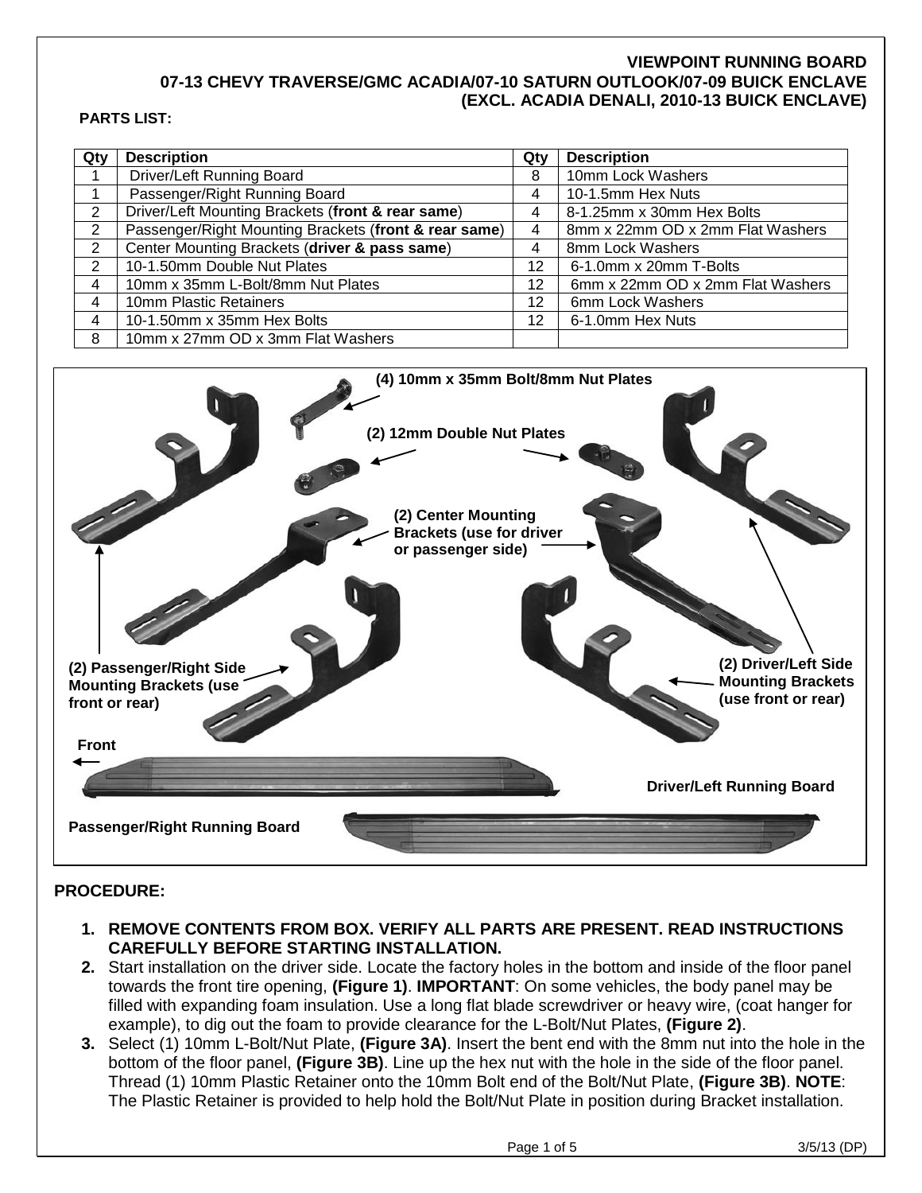**VIEWPOINT RUNNING BOARD**
**07-13 CHEVY TRAVERSE/GMC ACADIA/07-10 SATURN OUTLOOK/07-09 BUICK ENCLAVE**
**(EXCL. ACADIA DENALI, 2010-13 BUICK ENCLAVE)**

**PARTS LIST:**

| Qty | Description | Qty | Description |
|---|---|---|---|
| 1 | Driver/Left Running Board | 8 | 10mm Lock Washers |
| 1 | Passenger/Right Running Board | 4 | 10-1.5mm Hex Nuts |
| 2 | Driver/Left Mounting Brackets (**front & rear same**) | 4 | 8-1.25mm x 30mm Hex Bolts |
| 2 | Passenger/Right Mounting Brackets (**front & rear same**) | 4 | 8mm x 22mm OD x 2mm Flat Washers |
| 2 | Center Mounting Brackets (**driver & pass same**) | 4 | 8mm Lock Washers |
| 2 | 10-1.50mm Double Nut Plates | 12 | 6-1.0mm x 20mm T-Bolts |
| 4 | 10mm x 35mm L-Bolt/8mm Nut Plates | 12 | 6mm x 22mm OD x 2mm Flat Washers |
| 4 | 10mm Plastic Retainers | 12 | 6mm Lock Washers |
| 4 | 10-1.50mm x 35mm Hex Bolts | 12 | 6-1.0mm Hex Nuts |
| 8 | 10mm x 27mm OD x 3mm Flat Washers | | |

**(4) 10mm x 35mm Bolt/8mm Nut Plates**

**(2) 12mm Double Nut Plates**

**(2) Center Mounting Brackets (use for driver or passenger side)**

**(2) Passenger/Right Side Mounting Brackets (use front or rear)**

**(2) Driver/Left Side Mounting Brackets (use front or rear)**

**Front**

**Driver/Left Running Board**

**Passenger/Right Running Board**

**PROCEDURE:**

1. **REMOVE CONTENTS FROM BOX. VERIFY ALL PARTS ARE PRESENT. READ INSTRUCTIONS CAREFULLY BEFORE STARTING INSTALLATION.**
2. Start installation on the driver side. Locate the factory holes in the bottom and inside of the floor panel towards the front tire opening, **(Figure 1)**. **IMPORTANT**: On some vehicles, the body panel may be filled with expanding foam insulation. Use a long flat blade screwdriver or heavy wire, (coat hanger for example), to dig out the foam to provide clearance for the L-Bolt/Nut Plates, **(Figure 2)**.
3. Select (1) 10mm L-Bolt/Nut Plate, **(Figure 3A)**. Insert the bent end with the 8mm nut into the hole in the bottom of the floor panel, **(Figure 3B)**. Line up the hex nut with the hole in the side of the floor panel. Thread (1) 10mm Plastic Retainer onto the 10mm Bolt end of the Bolt/Nut Plate, **(Figure 3B)**. **NOTE**: The Plastic Retainer is provided to help hold the Bolt/Nut Plate in position during Bracket installation.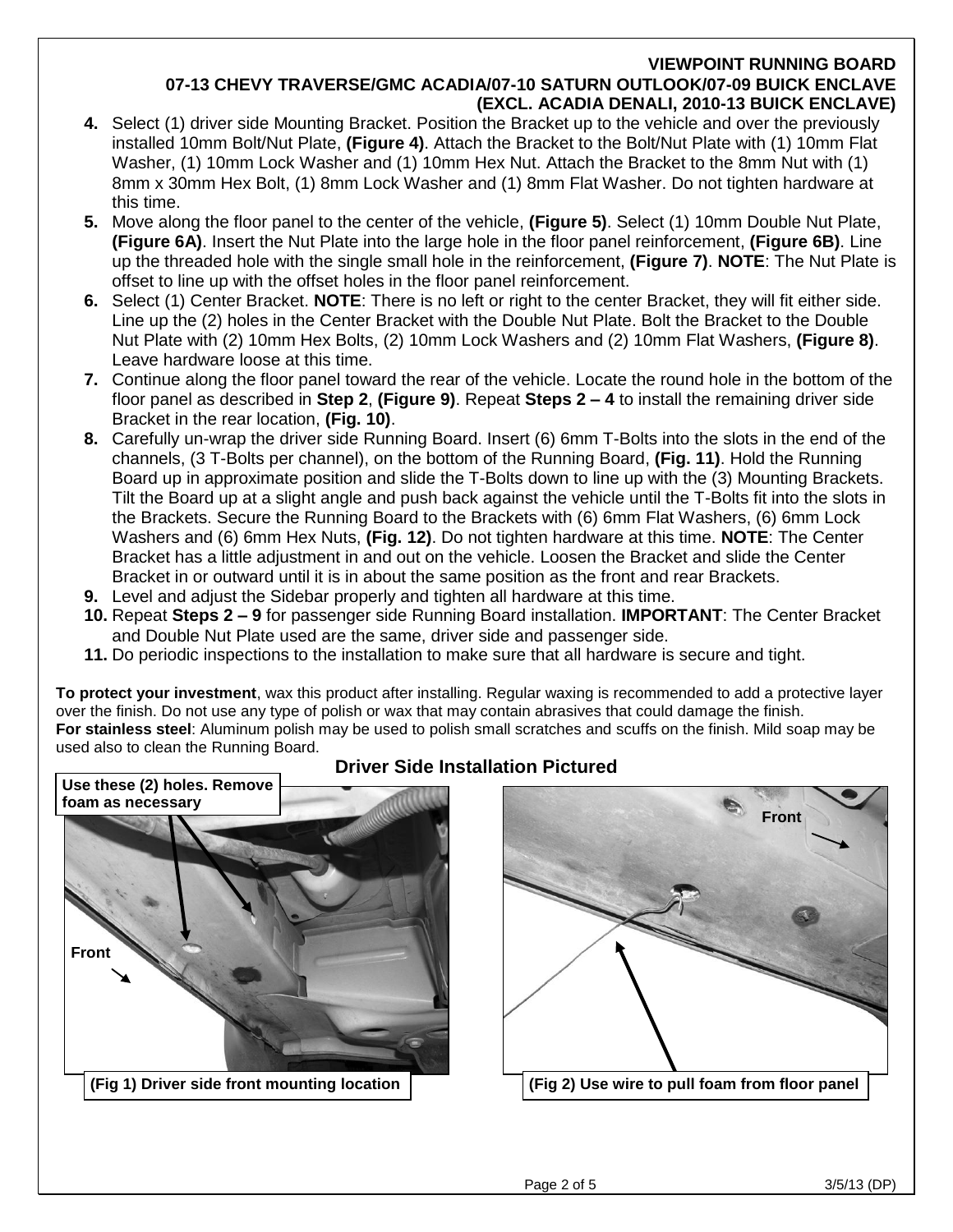4. Select (1) driver side Mounting Bracket. Position the Bracket up to the vehicle and over the previously installed 10mm Bolt/Nut Plate, **(Figure 4)**. Attach the Bracket to the Bolt/Nut Plate with (1) 10mm Flat Washer, (1) 10mm Lock Washer and (1) 10mm Hex Nut. Attach the Bracket to the 8mm Nut with (1) 8mm x 30mm Hex Bolt, (1) 8mm Lock Washer and (1) 8mm Flat Washer. Do not tighten hardware at this time.
5. Move along the floor panel to the center of the vehicle, **(Figure 5)**. Select (1) 10mm Double Nut Plate, **(Figure 6A)**. Insert the Nut Plate into the large hole in the floor panel reinforcement, **(Figure 6B)**. Line up the threaded hole with the single small hole in the reinforcement, **(Figure 7)**. **NOTE**: The Nut Plate is offset to line up with the offset holes in the floor panel reinforcement.
6. Select (1) Center Bracket. **NOTE**: There is no left or right to the center Bracket, they will fit either side. Line up the (2) holes in the Center Bracket with the Double Nut Plate. Bolt the Bracket to the Double Nut Plate with (2) 10mm Hex Bolts, (2) 10mm Lock Washers and (2) 10mm Flat Washers, **(Figure 8)**. Leave hardware loose at this time.
7. Continue along the floor panel toward the rear of the vehicle. Locate the round hole in the bottom of the floor panel as described in **Step 2**, **(Figure 9)**. Repeat **Steps 2 – 4** to install the remaining driver side Bracket in the rear location, **(Fig. 10)**.
8. Carefully un-wrap the driver side Running Board. Insert (6) 6mm T-Bolts into the slots in the end of the channels, (3 T-Bolts per channel), on the bottom of the Running Board, **(Fig. 11)**. Hold the Running Board up in approximate position and slide the T-Bolts down to line up with the (3) Mounting Brackets. Tilt the Board up at a slight angle and push back against the vehicle until the T-Bolts fit into the slots in the Brackets. Secure the Running Board to the Brackets with (6) 6mm Flat Washers, (6) 6mm Lock Washers and (6) 6mm Hex Nuts, **(Fig. 12)**. Do not tighten hardware at this time. **NOTE**: The Center Bracket has a little adjustment in and out on the vehicle. Loosen the Bracket and slide the Center Bracket in or outward until it is in about the same position as the front and rear Brackets.
9. Level and adjust the Sidebar properly and tighten all hardware at this time.
10. Repeat **Steps 2 – 9** for passenger side Running Board installation. **IMPORTANT**: The Center Bracket and Double Nut Plate used are the same, driver side and passenger side.
11. Do periodic inspections to the installation to make sure that all hardware is secure and tight.

**To protect your investment**, wax this product after installing. Regular waxing is recommended to add a protective layer over the finish. Do not use any type of polish or wax that may contain abrasives that could damage the finish.
**For stainless steel**: Aluminum polish may be used to polish small scratches and scuffs on the finish. Mild soap may be used also to clean the Running Board.

**Driver Side Installation Pictured**

Use these (2) holes. Remove foam as necessary

Front

**(Fig 1) Driver side front mounting location**

Front

**(Fig 2) Use wire to pull foam from floor panel**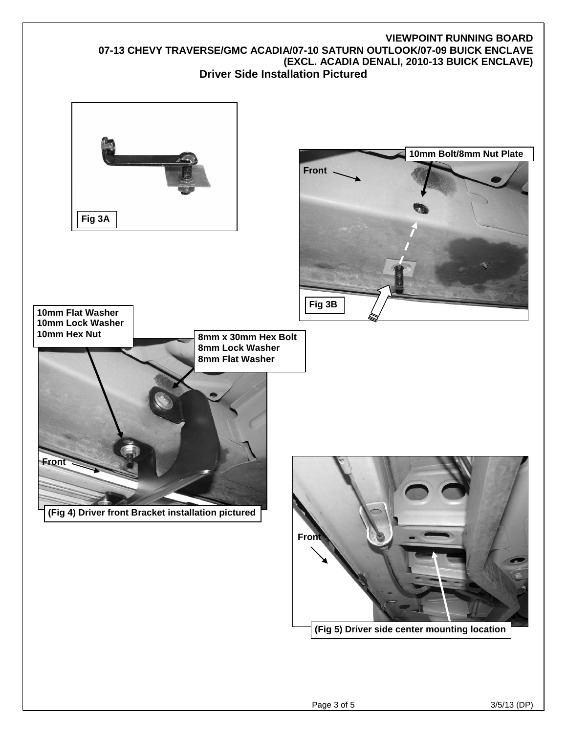**VIEWPOINT RUNNING BOARD**
**07-13 CHEVY TRAVERSE/GMC ACADIA/07-10 SATURN OUTLOOK/07-09 BUICK ENCLAVE**
**(EXCL. ACADIA DENALI, 2010-13 BUICK ENCLAVE)**

**Driver Side Installation Pictured**

Fig 3A

10mm Bolt/8mm Nut Plate

Front

Fig 3B

10mm Flat Washer
10mm Lock Washer
10mm Hex Nut

8mm x 30mm Hex Bolt
8mm Lock Washer
8mm Flat Washer

Front

**(Fig 4) Driver front Bracket installation pictured**

Front

**(Fig 5) Driver side center mounting location**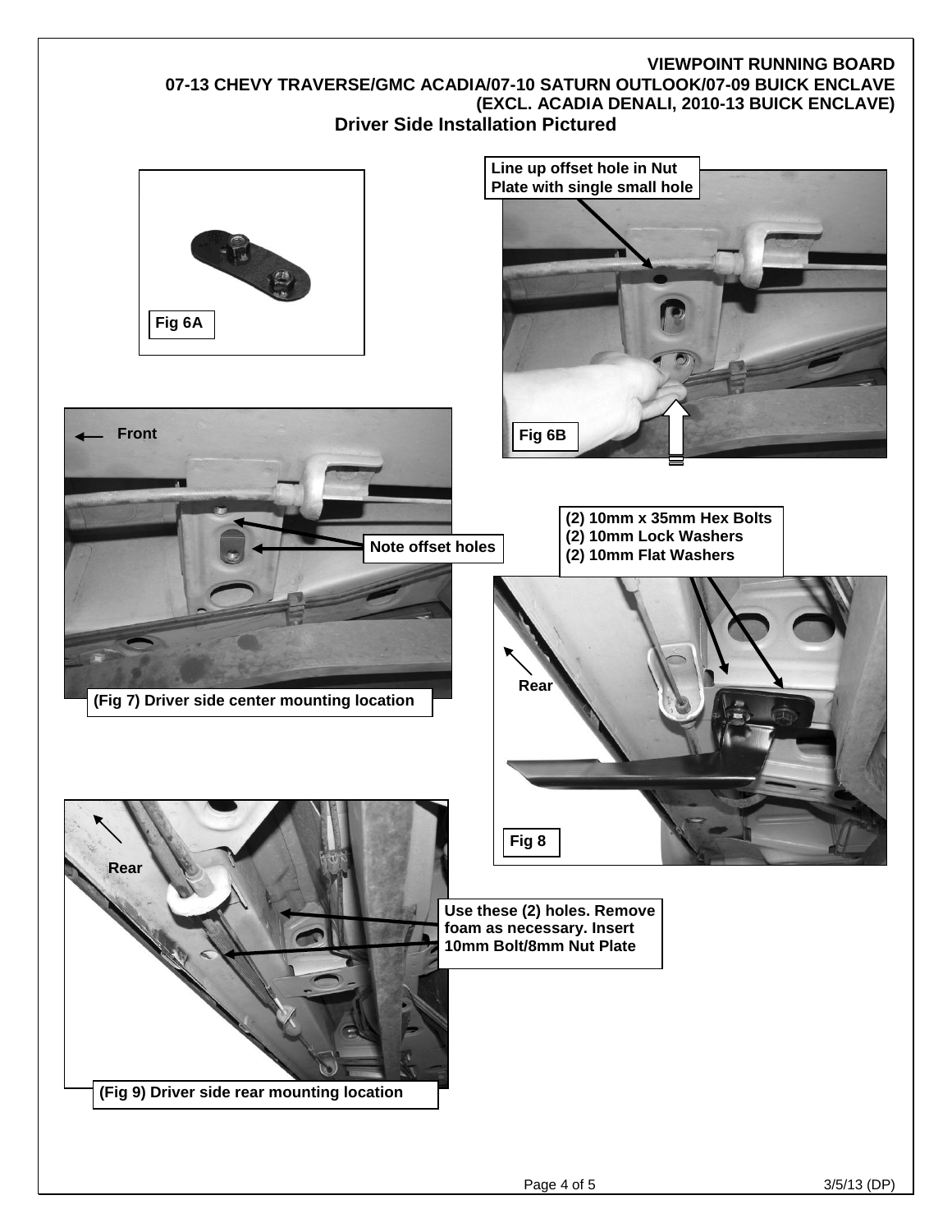**VIEWPOINT RUNNING BOARD**
**07-13 CHEVY TRAVERSE/GMC ACADIA/07-10 SATURN OUTLOOK/07-09 BUICK ENCLAVE (EXCL. ACADIA DENALI, 2010-13 BUICK ENCLAVE)**

## Driver Side Installation Pictured

Fig 6A

Line up offset hole in Nut Plate with single small hole

Fig 6B

Front

Note offset holes

(Fig 7) Driver side center mounting location

(2) 10mm x 35mm Hex Bolts
(2) 10mm Lock Washers
(2) 10mm Flat Washers

Rear

Fig 8

Rear

Use these (2) holes. Remove foam as necessary. Insert 10mm Bolt/8mm Nut Plate

(Fig 9) Driver side rear mounting location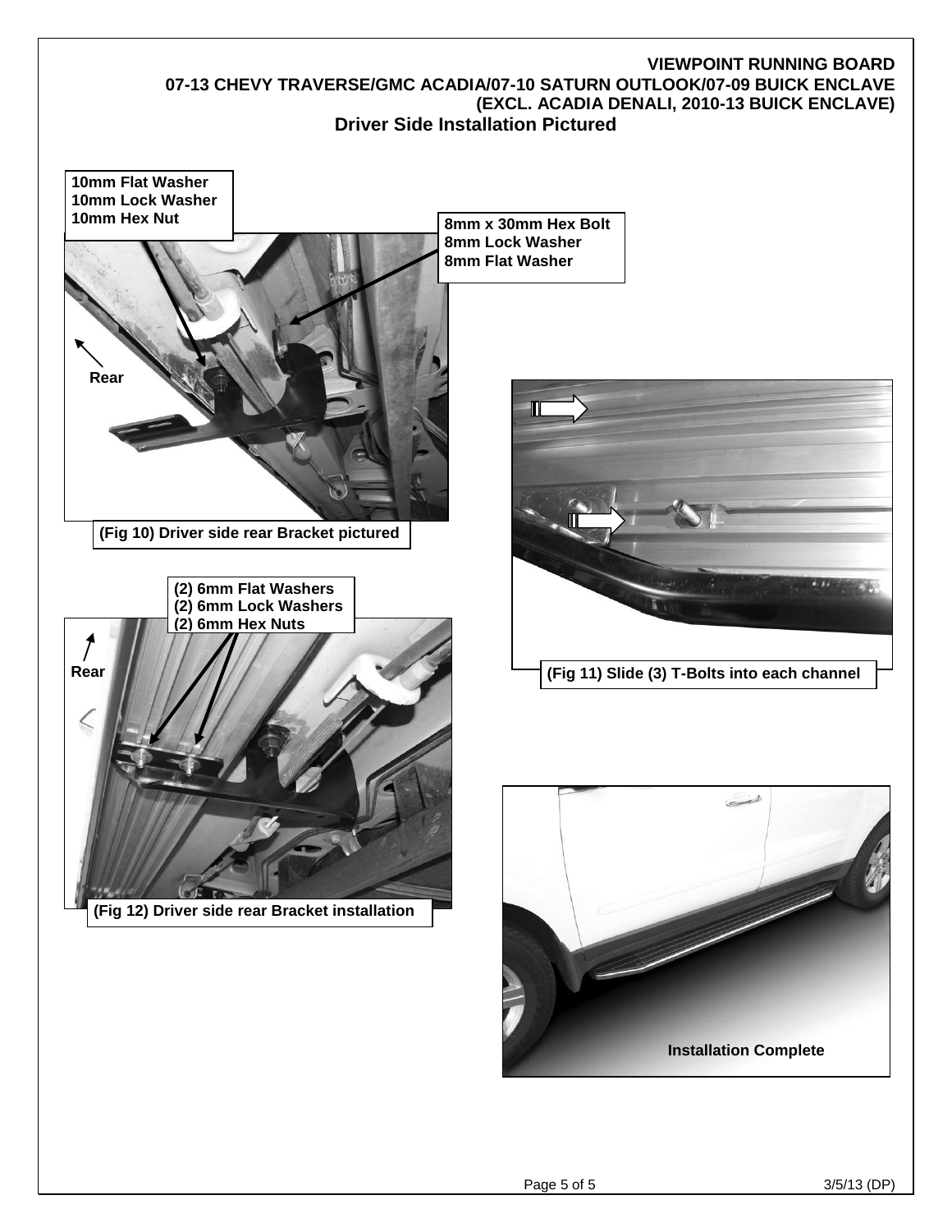# VIEWPOINT RUNNING BOARD

## 07-13 CHEVY TRAVERSE/GMC ACADIA/07-10 SATURN OUTLOOK/07-09 BUICK ENCLAVE (EXCL. ACADIA DENALI, 2010-13 BUICK ENCLAVE)

### Driver Side Installation Pictured

10mm Flat Washer
10mm Lock Washer
10mm Hex Nut

8mm x 30mm Hex Bolt
8mm Lock Washer
8mm Flat Washer

Rear

(Fig 10) Driver side rear Bracket pictured

(Fig 11) Slide (3) T-Bolts into each channel

(2) 6mm Flat Washers
(2) 6mm Lock Washers
(2) 6mm Hex Nuts

Rear

(Fig 12) Driver side rear Bracket installation

Installation Complete